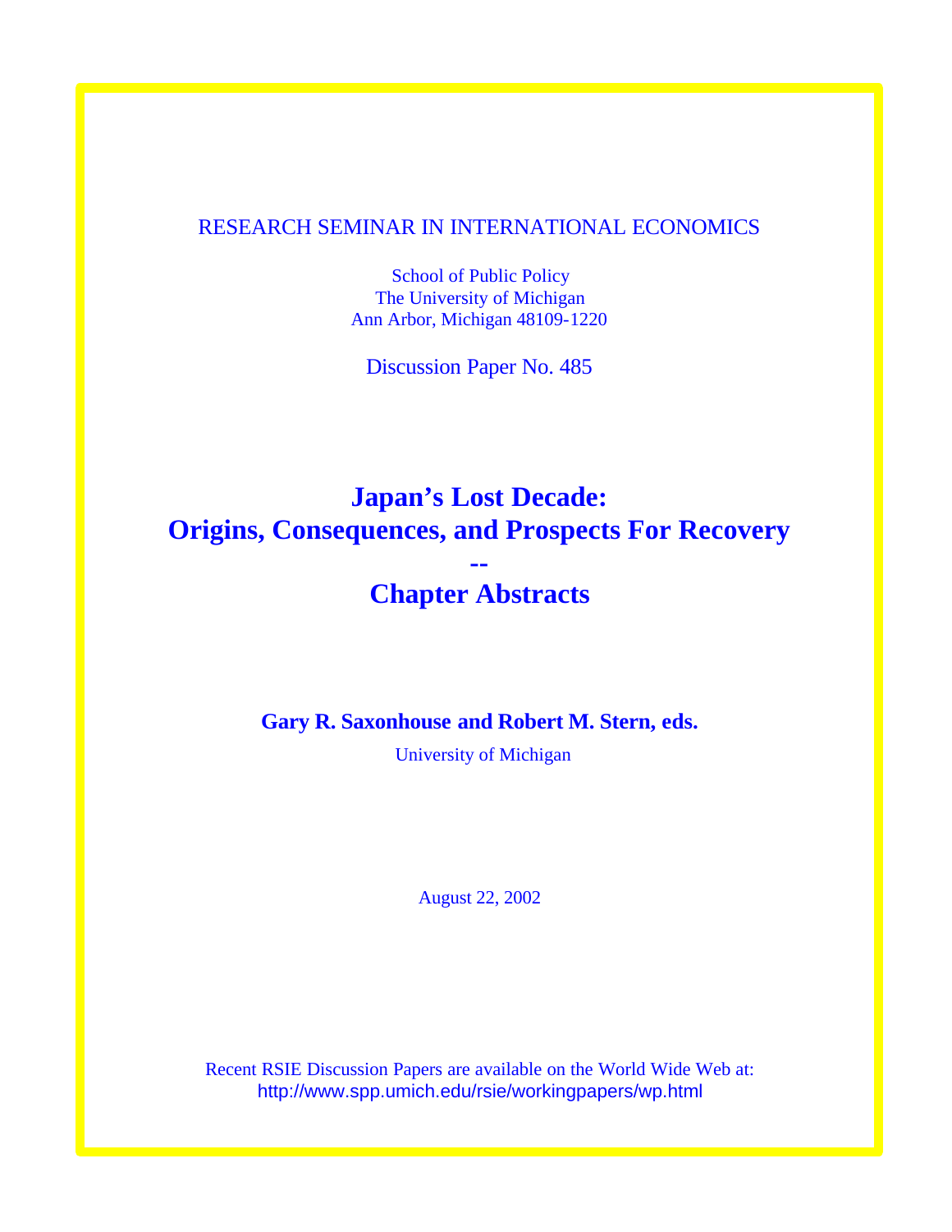RESEARCH SEMINAR IN INTERNATIONAL ECONOMICS

School of Public Policy
The University of Michigan
Ann Arbor, Michigan 48109-1220

Discussion Paper No. 485

# Japan's Lost Decade: Origins, Consequences, and Prospects For Recovery -- Chapter Abstracts

**Gary R. Saxonhouse and Robert M. Stern, eds.**

University of Michigan

August 22, 2002

Recent RSIE Discussion Papers are available on the World Wide Web at:
http://www.spp.umich.edu/rsie/workingpapers/wp.html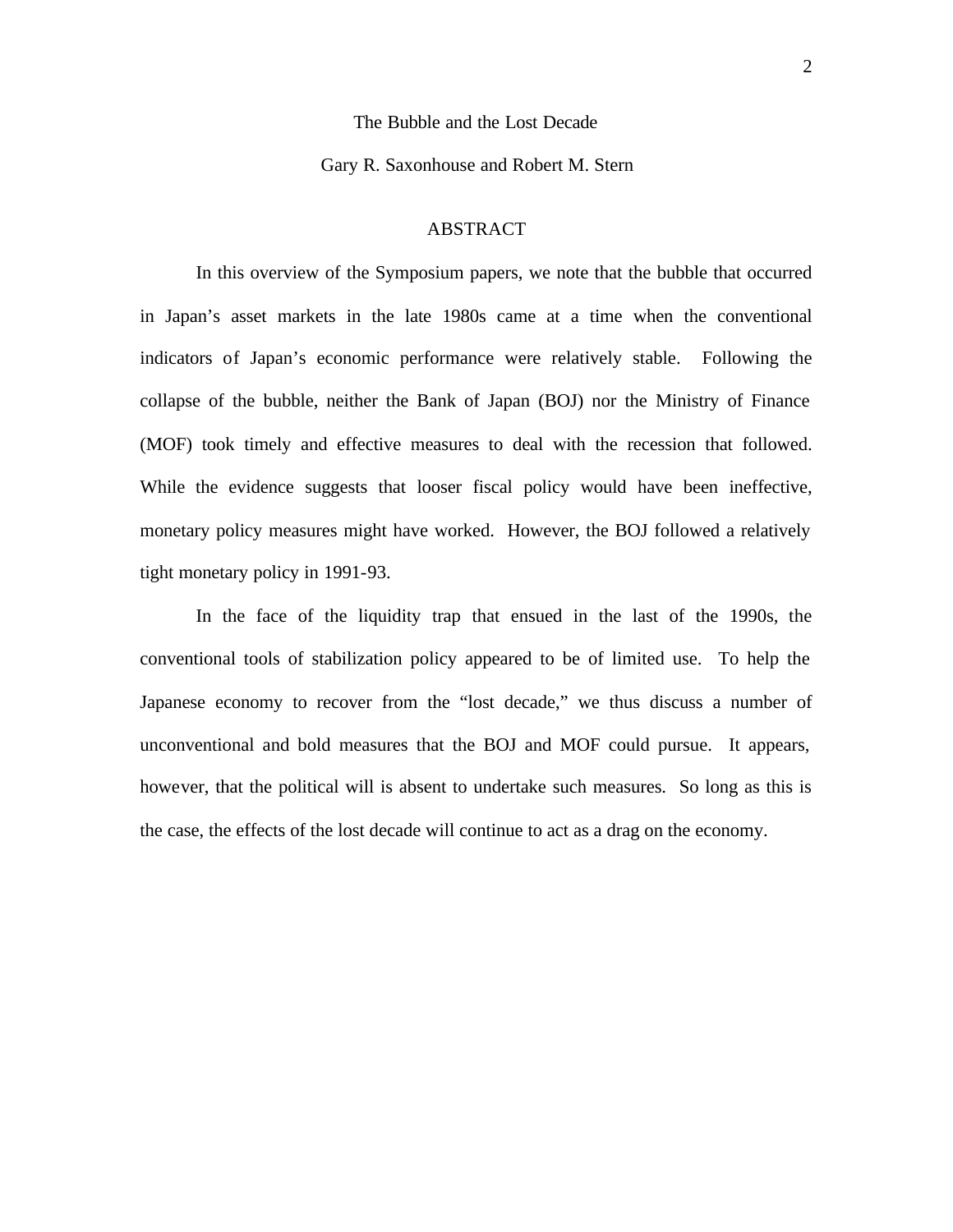# The Bubble and the Lost Decade

Gary R. Saxonhouse and Robert M. Stern

## ABSTRACT

In this overview of the Symposium papers, we note that the bubble that occurred in Japan's asset markets in the late 1980s came at a time when the conventional indicators of Japan's economic performance were relatively stable. Following the collapse of the bubble, neither the Bank of Japan (BOJ) nor the Ministry of Finance (MOF) took timely and effective measures to deal with the recession that followed. While the evidence suggests that looser fiscal policy would have been ineffective, monetary policy measures might have worked. However, the BOJ followed a relatively tight monetary policy in 1991-93.

In the face of the liquidity trap that ensued in the last of the 1990s, the conventional tools of stabilization policy appeared to be of limited use. To help the Japanese economy to recover from the "lost decade," we thus discuss a number of unconventional and bold measures that the BOJ and MOF could pursue. It appears, however, that the political will is absent to undertake such measures. So long as this is the case, the effects of the lost decade will continue to act as a drag on the economy.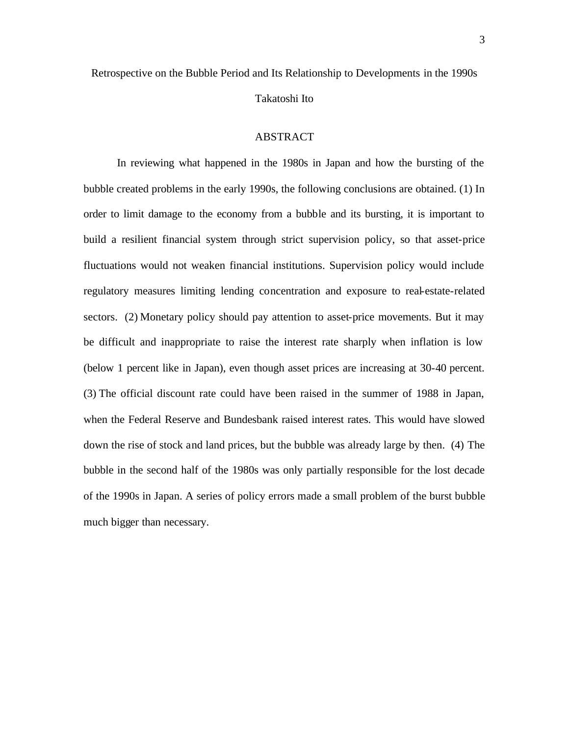# Retrospective on the Bubble Period and Its Relationship to Developments in the 1990s

Takatoshi Ito

## ABSTRACT

In reviewing what happened in the 1980s in Japan and how the bursting of the bubble created problems in the early 1990s, the following conclusions are obtained. (1) In order to limit damage to the economy from a bubble and its bursting, it is important to build a resilient financial system through strict supervision policy, so that asset-price fluctuations would not weaken financial institutions. Supervision policy would include regulatory measures limiting lending concentration and exposure to real-estate-related sectors. (2) Monetary policy should pay attention to asset-price movements. But it may be difficult and inappropriate to raise the interest rate sharply when inflation is low (below 1 percent like in Japan), even though asset prices are increasing at 30-40 percent. (3) The official discount rate could have been raised in the summer of 1988 in Japan, when the Federal Reserve and Bundesbank raised interest rates. This would have slowed down the rise of stock and land prices, but the bubble was already large by then. (4) The bubble in the second half of the 1980s was only partially responsible for the lost decade of the 1990s in Japan. A series of policy errors made a small problem of the burst bubble much bigger than necessary.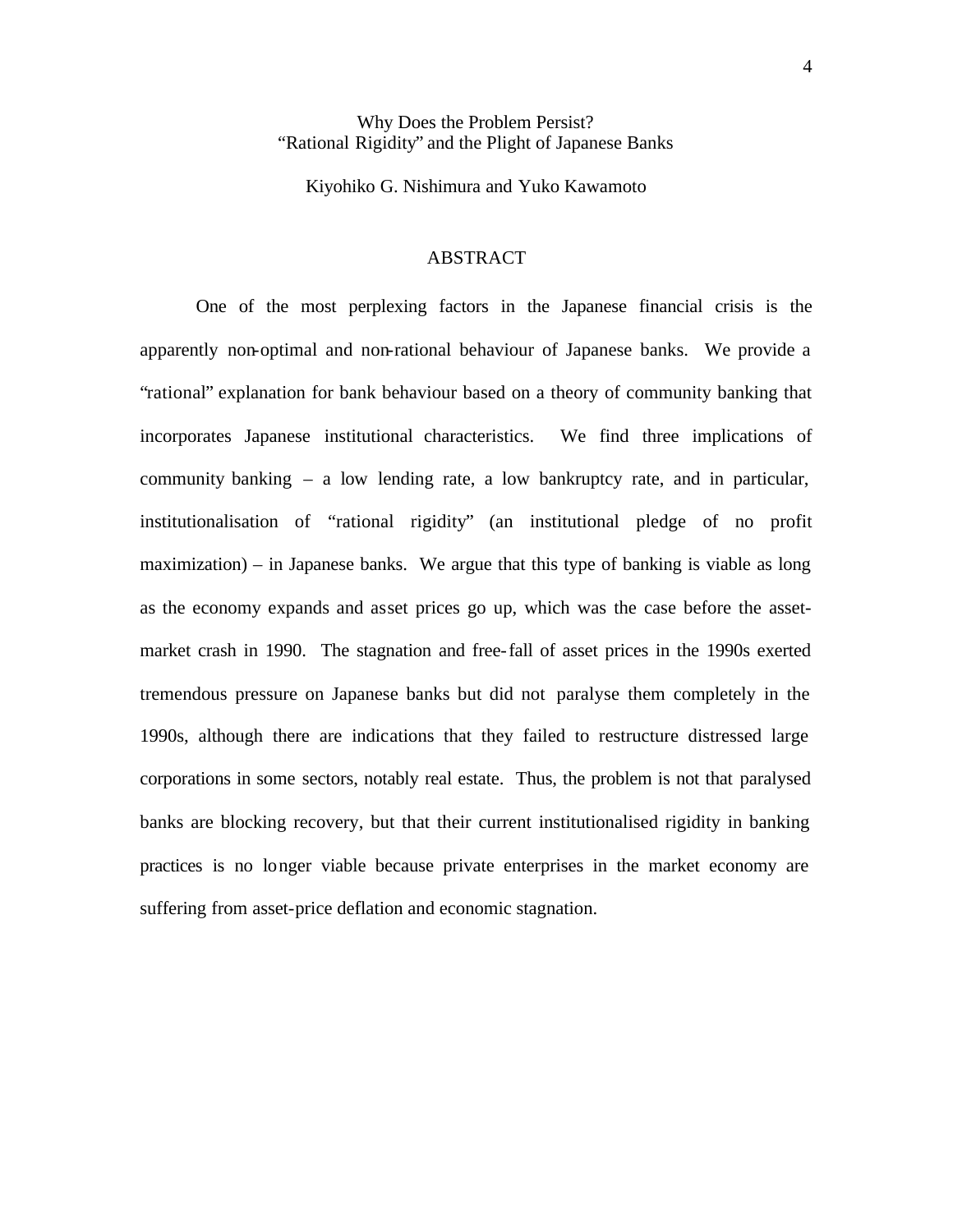# Why Does the Problem Persist? "Rational Rigidity" and the Plight of Japanese Banks

Kiyohiko G. Nishimura and Yuko Kawamoto

## ABSTRACT

One of the most perplexing factors in the Japanese financial crisis is the apparently non-optimal and non-rational behaviour of Japanese banks. We provide a "rational" explanation for bank behaviour based on a theory of community banking that incorporates Japanese institutional characteristics. We find three implications of community banking – a low lending rate, a low bankruptcy rate, and in particular, institutionalisation of "rational rigidity" (an institutional pledge of no profit maximization) – in Japanese banks. We argue that this type of banking is viable as long as the economy expands and asset prices go up, which was the case before the asset-market crash in 1990. The stagnation and free-fall of asset prices in the 1990s exerted tremendous pressure on Japanese banks but did not paralyse them completely in the 1990s, although there are indications that they failed to restructure distressed large corporations in some sectors, notably real estate. Thus, the problem is not that paralysed banks are blocking recovery, but that their current institutionalised rigidity in banking practices is no longer viable because private enterprises in the market economy are suffering from asset-price deflation and economic stagnation.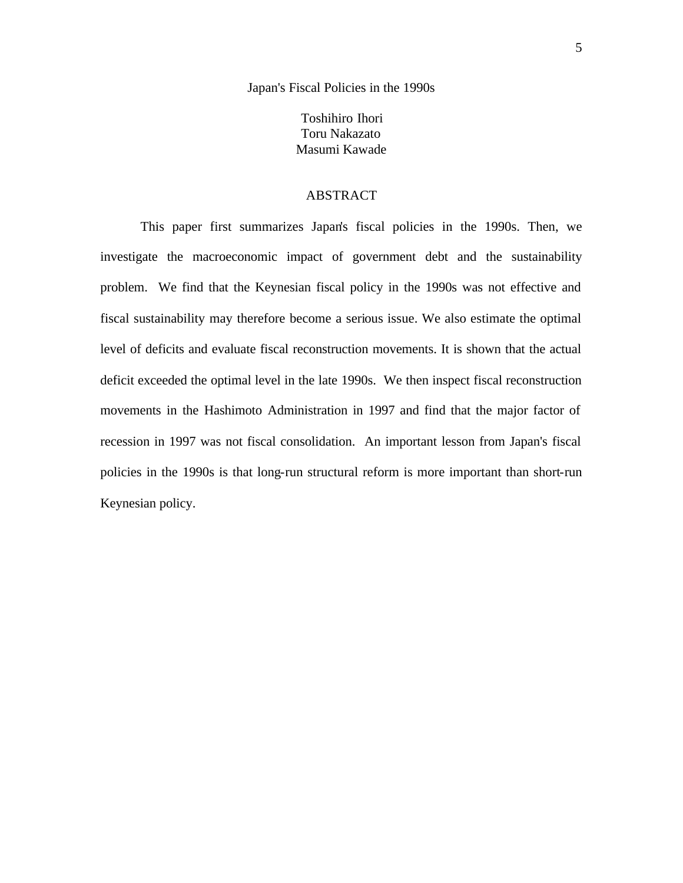# Japan's Fiscal Policies in the 1990s

Toshihiro Ihori
Toru Nakazato
Masumi Kawade

## ABSTRACT

This paper first summarizes Japan's fiscal policies in the 1990s. Then, we investigate the macroeconomic impact of government debt and the sustainability problem. We find that the Keynesian fiscal policy in the 1990s was not effective and fiscal sustainability may therefore become a serious issue. We also estimate the optimal level of deficits and evaluate fiscal reconstruction movements. It is shown that the actual deficit exceeded the optimal level in the late 1990s. We then inspect fiscal reconstruction movements in the Hashimoto Administration in 1997 and find that the major factor of recession in 1997 was not fiscal consolidation. An important lesson from Japan's fiscal policies in the 1990s is that long-run structural reform is more important than short-run Keynesian policy.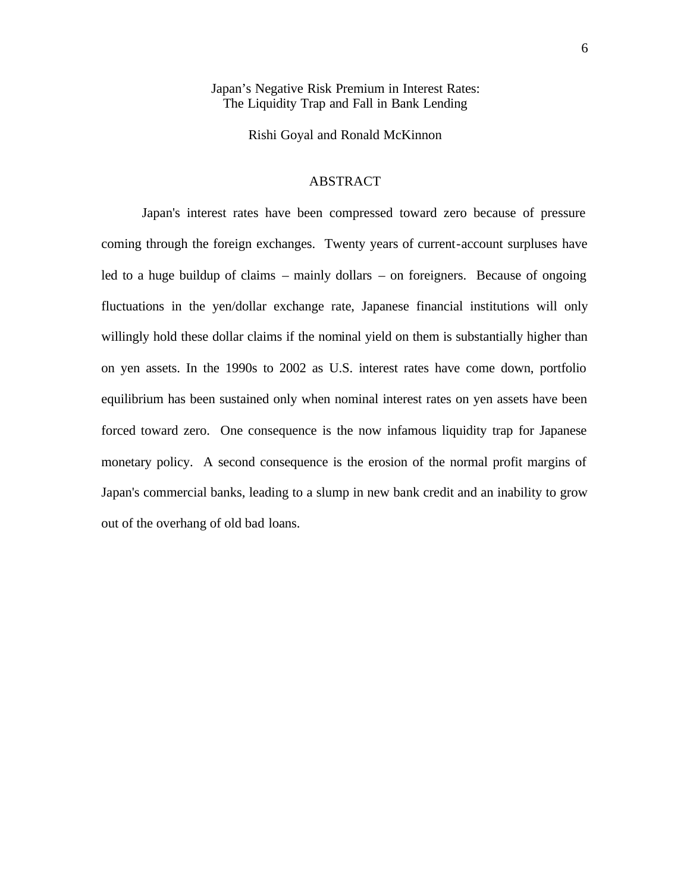# Japan's Negative Risk Premium in Interest Rates: The Liquidity Trap and Fall in Bank Lending

Rishi Goyal and Ronald McKinnon

## ABSTRACT

Japan's interest rates have been compressed toward zero because of pressure coming through the foreign exchanges. Twenty years of current-account surpluses have led to a huge buildup of claims – mainly dollars – on foreigners. Because of ongoing fluctuations in the yen/dollar exchange rate, Japanese financial institutions will only willingly hold these dollar claims if the nominal yield on them is substantially higher than on yen assets. In the 1990s to 2002 as U.S. interest rates have come down, portfolio equilibrium has been sustained only when nominal interest rates on yen assets have been forced toward zero. One consequence is the now infamous liquidity trap for Japanese monetary policy. A second consequence is the erosion of the normal profit margins of Japan's commercial banks, leading to a slump in new bank credit and an inability to grow out of the overhang of old bad loans.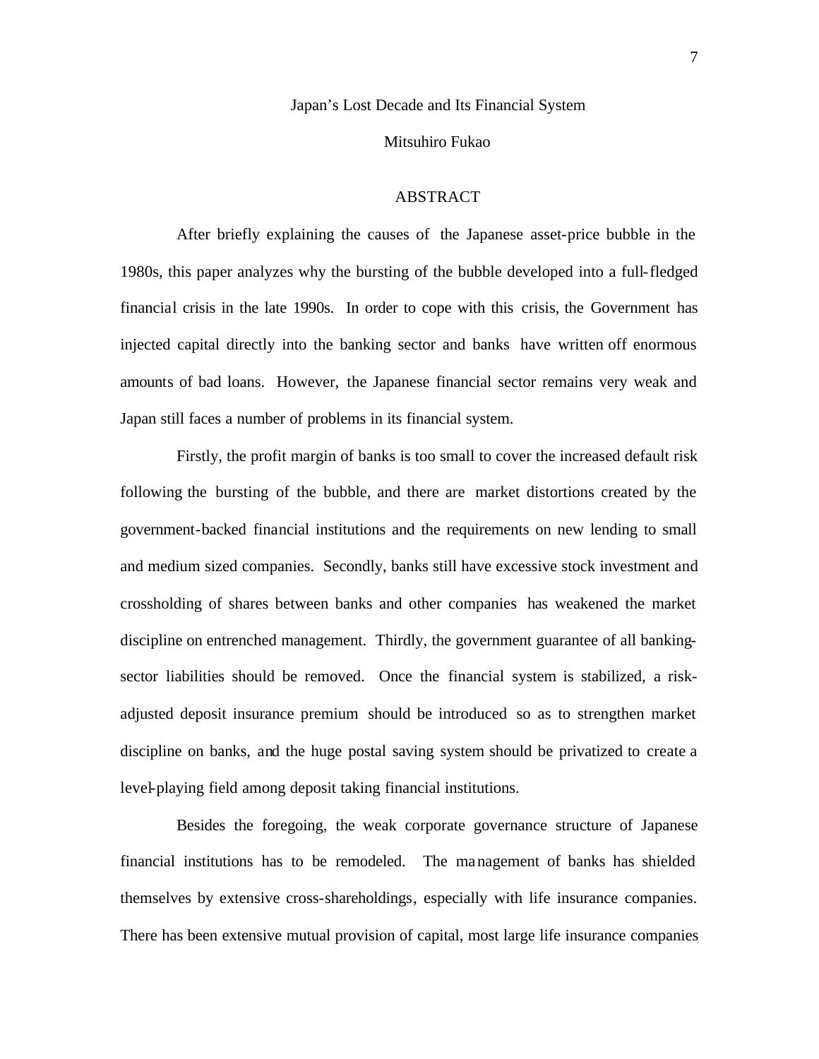# Japan's Lost Decade and Its Financial System

Mitsuhiro Fukao

## ABSTRACT

After briefly explaining the causes of the Japanese asset-price bubble in the 1980s, this paper analyzes why the bursting of the bubble developed into a full-fledged financial crisis in the late 1990s. In order to cope with this crisis, the Government has injected capital directly into the banking sector and banks have written off enormous amounts of bad loans. However, the Japanese financial sector remains very weak and Japan still faces a number of problems in its financial system.

Firstly, the profit margin of banks is too small to cover the increased default risk following the bursting of the bubble, and there are market distortions created by the government-backed financial institutions and the requirements on new lending to small and medium sized companies. Secondly, banks still have excessive stock investment and crossholding of shares between banks and other companies has weakened the market discipline on entrenched management. Thirdly, the government guarantee of all banking-sector liabilities should be removed. Once the financial system is stabilized, a risk-adjusted deposit insurance premium should be introduced so as to strengthen market discipline on banks, and the huge postal saving system should be privatized to create a level-playing field among deposit taking financial institutions.

Besides the foregoing, the weak corporate governance structure of Japanese financial institutions has to be remodeled. The management of banks has shielded themselves by extensive cross-shareholdings, especially with life insurance companies. There has been extensive mutual provision of capital, most large life insurance companies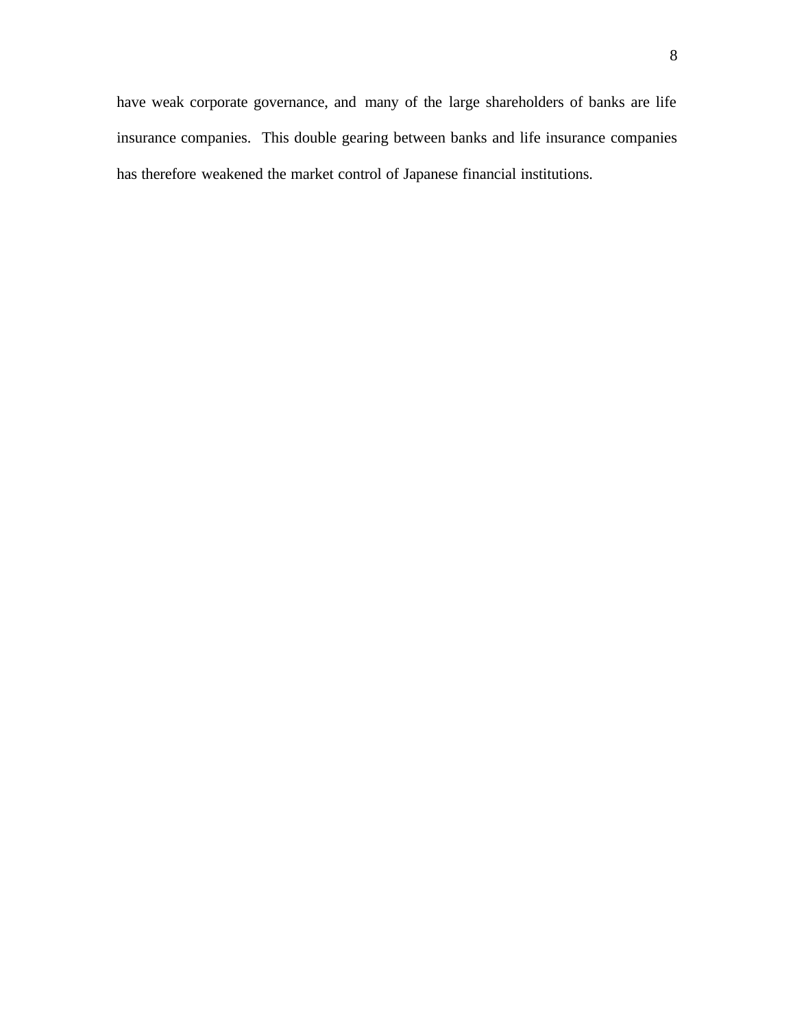have weak corporate governance, and many of the large shareholders of banks are life insurance companies. This double gearing between banks and life insurance companies has therefore weakened the market control of Japanese financial institutions.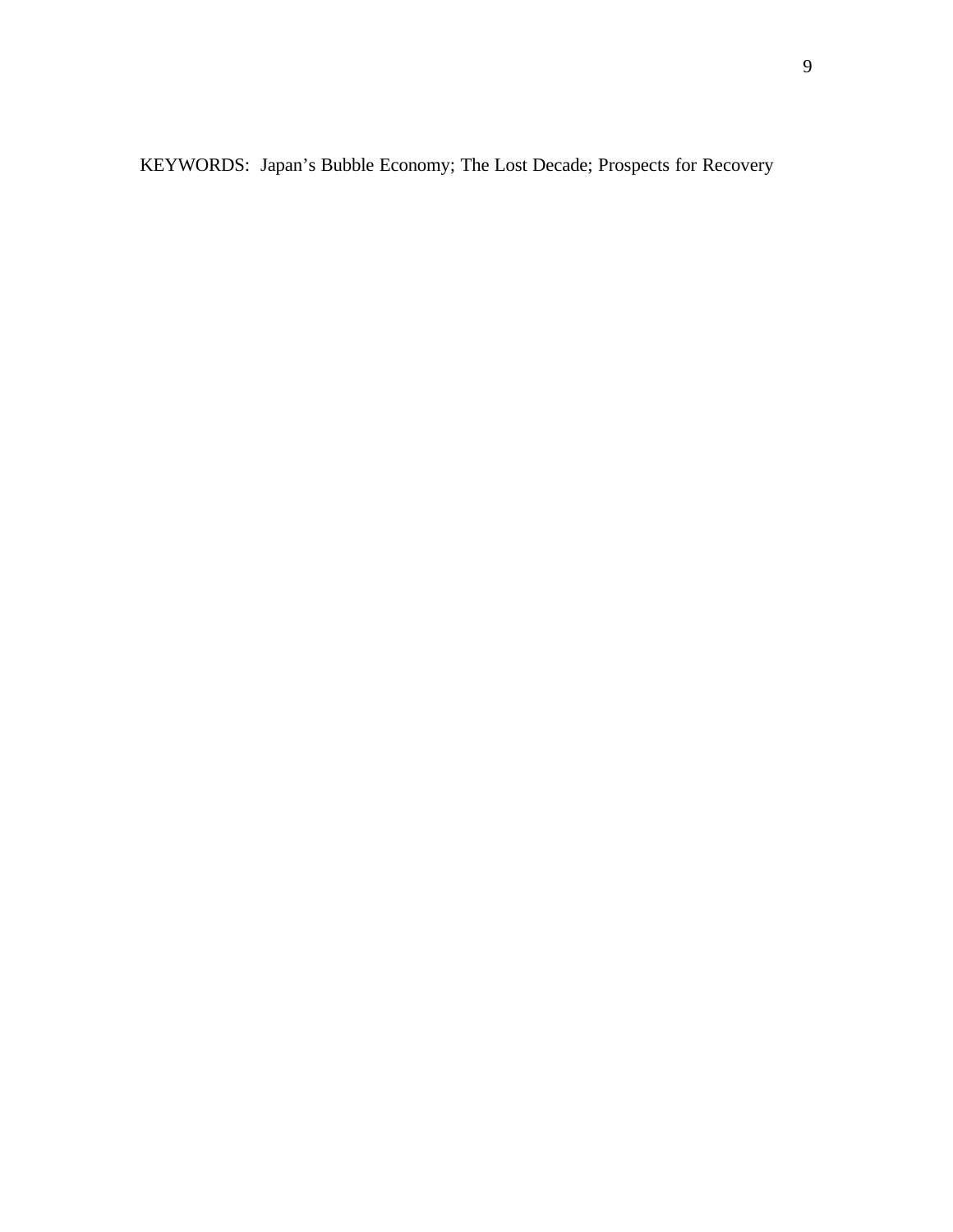KEYWORDS:  Japan’s Bubble Economy; The Lost Decade; Prospects for Recovery